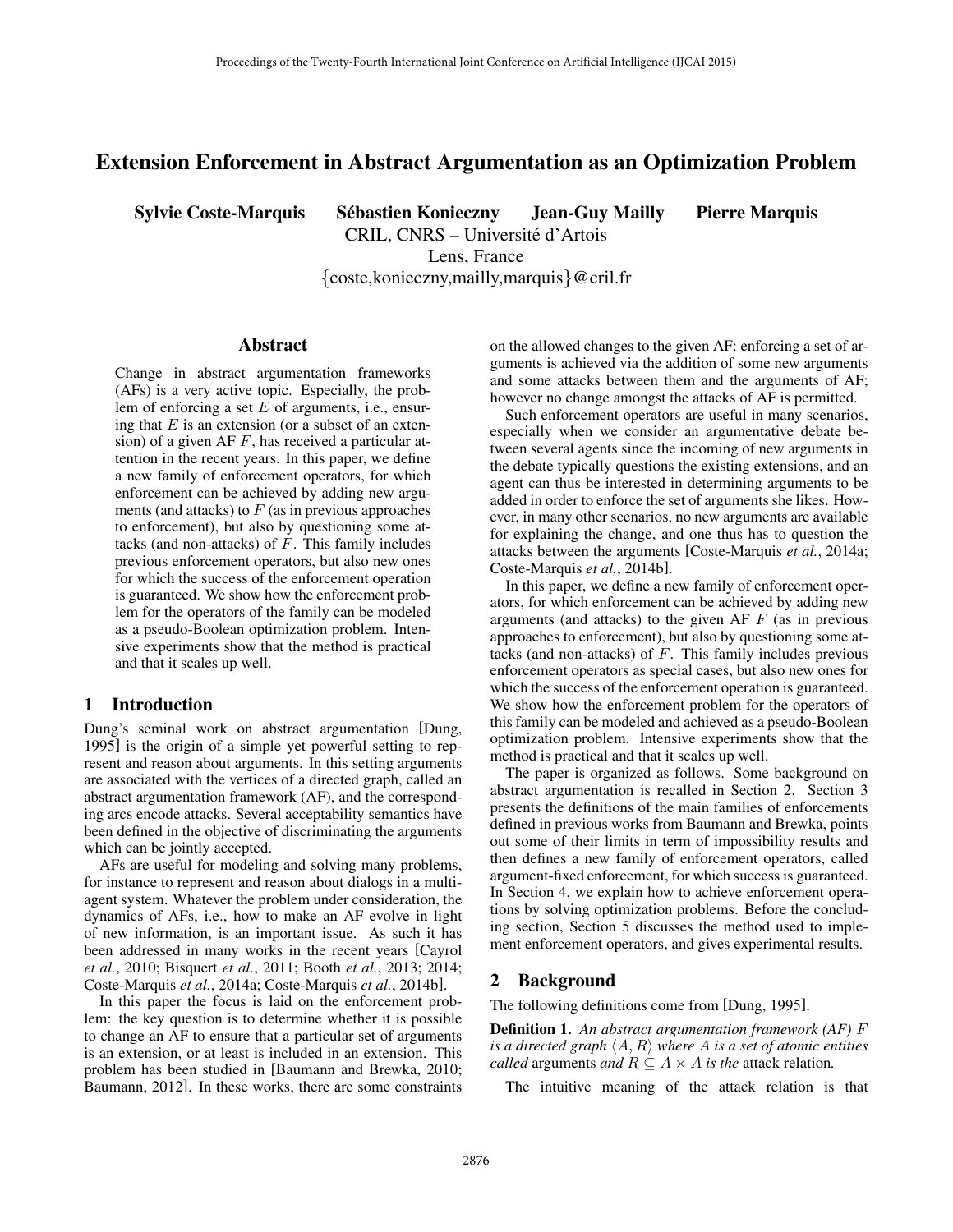# Extension Enforcement in Abstract Argumentation as an Optimization Problem

**Sylvie Coste-Marquis  Sébastien Konieczny  Jean-Guy Mailly  Pierre Marquis**

CRIL, CNRS – Université d'Artois
Lens, France
{coste,konieczny,mailly,marquis}@cril.fr

## Abstract

Change in abstract argumentation frameworks (AFs) is a very active topic. Especially, the problem of enforcing a set $E$ of arguments, i.e., ensuring that $E$ is an extension (or a subset of an extension) of a given AF $F$, has received a particular attention in the recent years. In this paper, we define a new family of enforcement operators, for which enforcement can be achieved by adding new arguments (and attacks) to $F$ (as in previous approaches to enforcement), but also by questioning some attacks (and non-attacks) of $F$. This family includes previous enforcement operators, but also new ones for which the success of the enforcement operation is guaranteed. We show how the enforcement problem for the operators of the family can be modeled as a pseudo-Boolean optimization problem. Intensive experiments show that the method is practical and that it scales up well.

## 1 Introduction

Dung's seminal work on abstract argumentation [Dung, 1995] is the origin of a simple yet powerful setting to represent and reason about arguments. In this setting arguments are associated with the vertices of a directed graph, called an abstract argumentation framework (AF), and the corresponding arcs encode attacks. Several acceptability semantics have been defined in the objective of discriminating the arguments which can be jointly accepted.

AFs are useful for modeling and solving many problems, for instance to represent and reason about dialogs in a multi-agent system. Whatever the problem under consideration, the dynamics of AFs, i.e., how to make an AF evolve in light of new information, is an important issue. As such it has been addressed in many works in the recent years [Cayrol *et al.*, 2010; Bisquert *et al.*, 2011; Booth *et al.*, 2013; 2014; Coste-Marquis *et al.*, 2014a; Coste-Marquis *et al.*, 2014b].

In this paper the focus is laid on the enforcement problem: the key question is to determine whether it is possible to change an AF to ensure that a particular set of arguments is an extension, or at least is included in an extension. This problem has been studied in [Baumann and Brewka, 2010; Baumann, 2012]. In these works, there are some constraints on the allowed changes to the given AF: enforcing a set of arguments is achieved via the addition of some new arguments and some attacks between them and the arguments of AF; however no change amongst the attacks of AF is permitted.

Such enforcement operators are useful in many scenarios, especially when we consider an argumentative debate between several agents since the incoming of new arguments in the debate typically questions the existing extensions, and an agent can thus be interested in determining arguments to be added in order to enforce the set of arguments she likes. However, in many other scenarios, no new arguments are available for explaining the change, and one thus has to question the attacks between the arguments [Coste-Marquis *et al.*, 2014a; Coste-Marquis *et al.*, 2014b].

In this paper, we define a new family of enforcement operators, for which enforcement can be achieved by adding new arguments (and attacks) to the given AF $F$ (as in previous approaches to enforcement), but also by questioning some attacks (and non-attacks) of $F$. This family includes previous enforcement operators as special cases, but also new ones for which the success of the enforcement operation is guaranteed. We show how the enforcement problem for the operators of this family can be modeled and achieved as a pseudo-Boolean optimization problem. Intensive experiments show that the method is practical and that it scales up well.

The paper is organized as follows. Some background on abstract argumentation is recalled in Section 2. Section 3 presents the definitions of the main families of enforcements defined in previous works from Baumann and Brewka, points out some of their limits in term of impossibility results and then defines a new family of enforcement operators, called argument-fixed enforcement, for which success is guaranteed. In Section 4, we explain how to achieve enforcement operations by solving optimization problems. Before the concluding section, Section 5 discusses the method used to implement enforcement operators, and gives experimental results.

## 2 Background

The following definitions come from [Dung, 1995].

**Definition 1.** *An abstract argumentation framework (AF) $F$ is a directed graph $\langle A, R \rangle$ where $A$ is a set of atomic entities called* arguments *and $R \subseteq A \times A$ is the* attack relation*.*

The intuitive meaning of the attack relation is that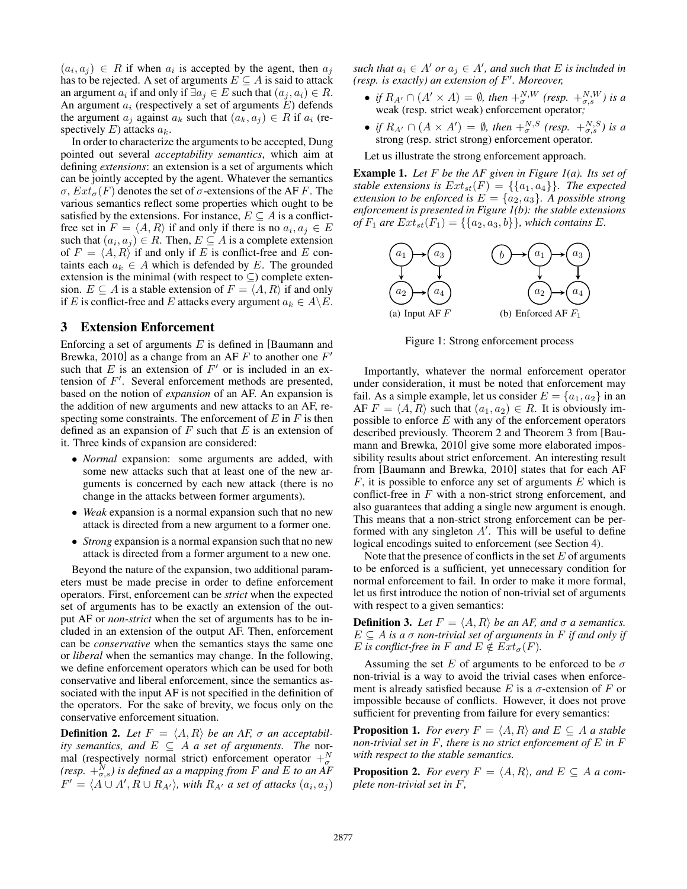$(a_i, a_j) \in R$ if when $a_i$ is accepted by the agent, then $a_j$ has to be rejected. A set of arguments $E \subseteq A$ is said to attack an argument $a_i$ if and only if $\exists a_j \in E$ such that $(a_j, a_i) \in R$. An argument $a_i$ (respectively a set of arguments $E$) defends the argument $a_j$ against $a_k$ such that $(a_k, a_j) \in R$ if $a_i$ (respectively $E$) attacks $a_k$.

In order to characterize the arguments to be accepted, Dung pointed out several *acceptability semantics*, which aim at defining *extensions*: an extension is a set of arguments which can be jointly accepted by the agent. Whatever the semantics $\sigma$, $Ext_\sigma(F)$ denotes the set of $\sigma$-extensions of the AF $F$. The various semantics reflect some properties which ought to be satisfied by the extensions. For instance, $E \subseteq A$ is a conflict-free set in $F = \langle A, R \rangle$ if and only if there is no $a_i, a_j \in E$ such that $(a_i, a_j) \in R$. Then, $E \subseteq A$ is a complete extension of $F = \langle A, R \rangle$ if and only if $E$ is conflict-free and $E$ contains each $a_k \in A$ which is defended by $E$. The grounded extension is the minimal (with respect to $\subseteq$) complete extension. $E \subseteq A$ is a stable extension of $F = \langle A, R \rangle$ if and only if $E$ is conflict-free and $E$ attacks every argument $a_k \in A \backslash E$.

## 3 Extension Enforcement

Enforcing a set of arguments $E$ is defined in [Baumann and Brewka, 2010] as a change from an AF $F$ to another one $F'$ such that $E$ is an extension of $F'$ or is included in an extension of $F'$. Several enforcement methods are presented, based on the notion of *expansion* of an AF. An expansion is the addition of new arguments and new attacks to an AF, respecting some constraints. The enforcement of $E$ in $F$ is then defined as an expansion of $F$ such that $E$ is an extension of it. Three kinds of expansion are considered:

- *Normal* expansion: some arguments are added, with some new attacks such that at least one of the new arguments is concerned by each new attack (there is no change in the attacks between former arguments).
- *Weak* expansion is a normal expansion such that no new attack is directed from a new argument to a former one.
- *Strong* expansion is a normal expansion such that no new attack is directed from a former argument to a new one.

Beyond the nature of the expansion, two additional parameters must be made precise in order to define enforcement operators. First, enforcement can be *strict* when the expected set of arguments has to be exactly an extension of the output AF or *non-strict* when the set of arguments has to be included in an extension of the output AF. Then, enforcement can be *conservative* when the semantics stays the same one or *liberal* when the semantics may change. In the following, we define enforcement operators which can be used for both conservative and liberal enforcement, since the semantics associated with the input AF is not specified in the definition of the operators. For the sake of brevity, we focus only on the conservative enforcement situation.

**Definition 2.** *Let $F = \langle A, R \rangle$ be an AF, $\sigma$ an acceptability semantics, and $E \subseteq A$ a set of arguments. The* normal (respectively normal strict) *enforcement operator $+^N_\sigma$ (resp. $+^N_{\sigma,s}$) is defined as a mapping from $F$ and $E$ to an AF $F' = \langle A \cup A', R \cup R_{A'} \rangle$, with $R_{A'}$ a set of attacks $(a_i, a_j)$ such that $a_i \in A'$ or $a_j \in A'$, and such that $E$ is included in (resp. is exactly) an extension of $F'$. Moreover,*

- *if $R_{A'} \cap (A' \times A) = \emptyset$, then $+^{N,W}_\sigma$ (resp. $+^{N,W}_{\sigma,s}$) is a* weak (resp. strict weak) enforcement operator*;*
- *if $R_{A'} \cap (A \times A') = \emptyset$, then $+^{N,S}_\sigma$ (resp. $+^{N,S}_{\sigma,s}$) is a* strong (resp. strict strong) enforcement operator*.*

Let us illustrate the strong enforcement approach.

**Example 1.** *Let $F$ be the AF given in Figure 1(a). Its set of stable extensions is $Ext_{st}(F) = \{\{a_1, a_4\}\}$. The expected extension to be enforced is $E = \{a_2, a_3\}$. A possible strong enforcement is presented in Figure 1(b): the stable extensions of $F_1$ are $Ext_{st}(F_1) = \{\{a_2, a_3, b\}\}$, which contains $E$.*

(a) Input AF $F$ (b) Enforced AF $F_1$

Figure 1: Strong enforcement process

Importantly, whatever the normal enforcement operator under consideration, it must be noted that enforcement may fail. As a simple example, let us consider $E = \{a_1, a_2\}$ in an AF $F = \langle A, R \rangle$ such that $(a_1, a_2) \in R$. It is obviously impossible to enforce $E$ with any of the enforcement operators described previously. Theorem 2 and Theorem 3 from [Baumann and Brewka, 2010] give some more elaborated impossibility results about strict enforcement. An interesting result from [Baumann and Brewka, 2010] states that for each AF $F$, it is possible to enforce any set of arguments $E$ which is conflict-free in $F$ with a non-strict strong enforcement, and also guarantees that adding a single new argument is enough. This means that a non-strict strong enforcement can be performed with any singleton $A'$. This will be useful to define logical encodings suited to enforcement (see Section 4).

Note that the presence of conflicts in the set $E$ of arguments to be enforced is a sufficient, yet unnecessary condition for normal enforcement to fail. In order to make it more formal, let us first introduce the notion of non-trivial set of arguments with respect to a given semantics:

**Definition 3.** *Let $F = \langle A, R \rangle$ be an AF, and $\sigma$ a semantics. $E \subseteq A$ is a $\sigma$ non-trivial set of arguments in $F$ if and only if $E$ is conflict-free in $F$ and $E \notin Ext_\sigma(F)$.*

Assuming the set $E$ of arguments to be enforced to be $\sigma$ non-trivial is a way to avoid the trivial cases when enforcement is already satisfied because $E$ is a $\sigma$-extension of $F$ or impossible because of conflicts. However, it does not prove sufficient for preventing from failure for every semantics:

**Proposition 1.** *For every $F = \langle A, R \rangle$ and $E \subseteq A$ a stable non-trivial set in $F$, there is no strict enforcement of $E$ in $F$ with respect to the stable semantics.*

**Proposition 2.** *For every $F = \langle A, R \rangle$, and $E \subseteq A$ a complete non-trivial set in $F$,*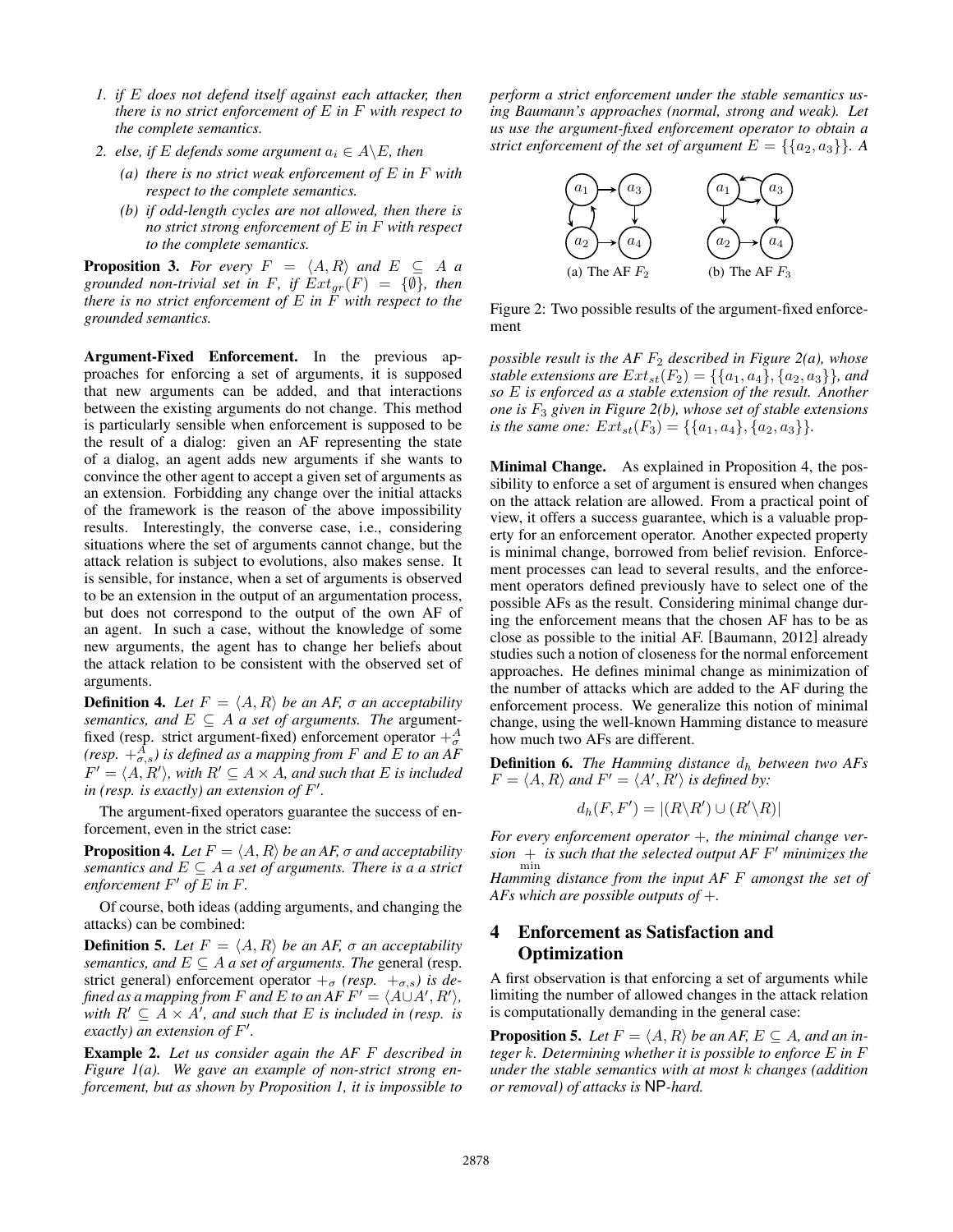1. *if $E$ does not defend itself against each attacker, then there is no strict enforcement of $E$ in $F$ with respect to the complete semantics.*
2. *else, if $E$ defends some argument $a_i \in A \backslash E$, then*
   - *(a) there is no strict weak enforcement of $E$ in $F$ with respect to the complete semantics.*
   - *(b) if odd-length cycles are not allowed, then there is no strict strong enforcement of $E$ in $F$ with respect to the complete semantics.*

**Proposition 3.** *For every $F = \langle A, R \rangle$ and $E \subseteq A$ a grounded non-trivial set in $F$, if $Ext_{gr}(F) = \{\emptyset\}$, then there is no strict enforcement of $E$ in $F$ with respect to the grounded semantics.*

**Argument-Fixed Enforcement.** In the previous approaches for enforcing a set of arguments, it is supposed that new arguments can be added, and that interactions between the existing arguments do not change. This method is particularly sensible when enforcement is supposed to be the result of a dialog: given an AF representing the state of a dialog, an agent adds new arguments if she wants to convince the other agent to accept a given set of arguments as an extension. Forbidding any change over the initial attacks of the framework is the reason of the above impossibility results. Interestingly, the converse case, i.e., considering situations where the set of arguments cannot change, but the attack relation is subject to evolutions, also makes sense. It is sensible, for instance, when a set of arguments is observed to be an extension in the output of an argumentation process, but does not correspond to the output of the own AF of an agent. In such a case, without the knowledge of some new arguments, the agent has to change her beliefs about the attack relation to be consistent with the observed set of arguments.

**Definition 4.** *Let $F = \langle A, R \rangle$ be an AF, $\sigma$ an acceptability semantics, and $E \subseteq A$ a set of arguments. The* argument-fixed (resp. strict argument-fixed) enforcement operator $+^A_\sigma$ *(resp. $+^A_{\sigma,s}$) is defined as a mapping from $F$ and $E$ to an AF $F' = \langle A, R' \rangle$, with $R' \subseteq A \times A$, and such that $E$ is included in (resp. is exactly) an extension of $F'$.*

The argument-fixed operators guarantee the success of enforcement, even in the strict case:

**Proposition 4.** *Let $F = \langle A, R \rangle$ be an AF, $\sigma$ and acceptability semantics and $E \subseteq A$ a set of arguments. There is a a strict enforcement $F'$ of $E$ in $F$.*

Of course, both ideas (adding arguments, and changing the attacks) can be combined:

**Definition 5.** *Let $F = \langle A, R \rangle$ be an AF, $\sigma$ an acceptability semantics, and $E \subseteq A$ a set of arguments. The* general (resp. strict general) enforcement operator $+_\sigma$ *(resp. $+_{\sigma,s}$) is defined as a mapping from $F$ and $E$ to an AF $F' = \langle A \cup A', R' \rangle$, with $R' \subseteq A \times A'$, and such that $E$ is included in (resp. is exactly) an extension of $F'$.*

**Example 2.** *Let us consider again the AF $F$ described in Figure 1(a). We gave an example of non-strict strong enforcement, but as shown by Proposition 1, it is impossible to perform a strict enforcement under the stable semantics using Baumann's approaches (normal, strong and weak). Let us use the argument-fixed enforcement operator to obtain a strict enforcement of the set of argument $E = \{\{a_2, a_3\}\}$. A possible result is the AF $F_2$ described in Figure 2(a), whose stable extensions are $Ext_{st}(F_2) = \{\{a_1, a_4\}, \{a_2, a_3\}\}$, and so $E$ is enforced as a stable extension of the result. Another one is $F_3$ given in Figure 2(b), whose set of stable extensions is the same one: $Ext_{st}(F_3) = \{\{a_1, a_4\}, \{a_2, a_3\}\}$.*

(a) The AF $F_2$ (b) The AF $F_3$

Figure 2: Two possible results of the argument-fixed enforcement

**Minimal Change.** As explained in Proposition 4, the possibility to enforce a set of argument is ensured when changes on the attack relation are allowed. From a practical point of view, it offers a success guarantee, which is a valuable property for an enforcement operator. Another expected property is minimal change, borrowed from belief revision. Enforcement processes can lead to several results, and the enforcement operators defined previously have to select one of the possible AFs as the result. Considering minimal change during the enforcement means that the chosen AF has to be as close as possible to the initial AF. [Baumann, 2012] already studies such a notion of closeness for the normal enforcement approaches. He defines minimal change as minimization of the number of attacks which are added to the AF during the enforcement process. We generalize this notion of minimal change, using the well-known Hamming distance to measure how much two AFs are different.

**Definition 6.** *The Hamming distance $d_h$ between two AFs $F = \langle A, R \rangle$ and $F' = \langle A', R' \rangle$ is defined by:*

$$d_h(F, F') = |(R \backslash R') \cup (R' \backslash R)|$$

*For every enforcement operator $+$, the minimal change version $\underset{\min}{+}$ is such that the selected output AF $F'$ minimizes the Hamming distance from the input AF $F$ amongst the set of AFs which are possible outputs of $+$.*

## 4 Enforcement as Satisfaction and Optimization

A first observation is that enforcing a set of arguments while limiting the number of allowed changes in the attack relation is computationally demanding in the general case:

**Proposition 5.** *Let $F = \langle A, R \rangle$ be an AF, $E \subseteq A$, and an integer $k$. Determining whether it is possible to enforce $E$ in $F$ under the stable semantics with at most $k$ changes (addition or removal) of attacks is* NP*-hard.*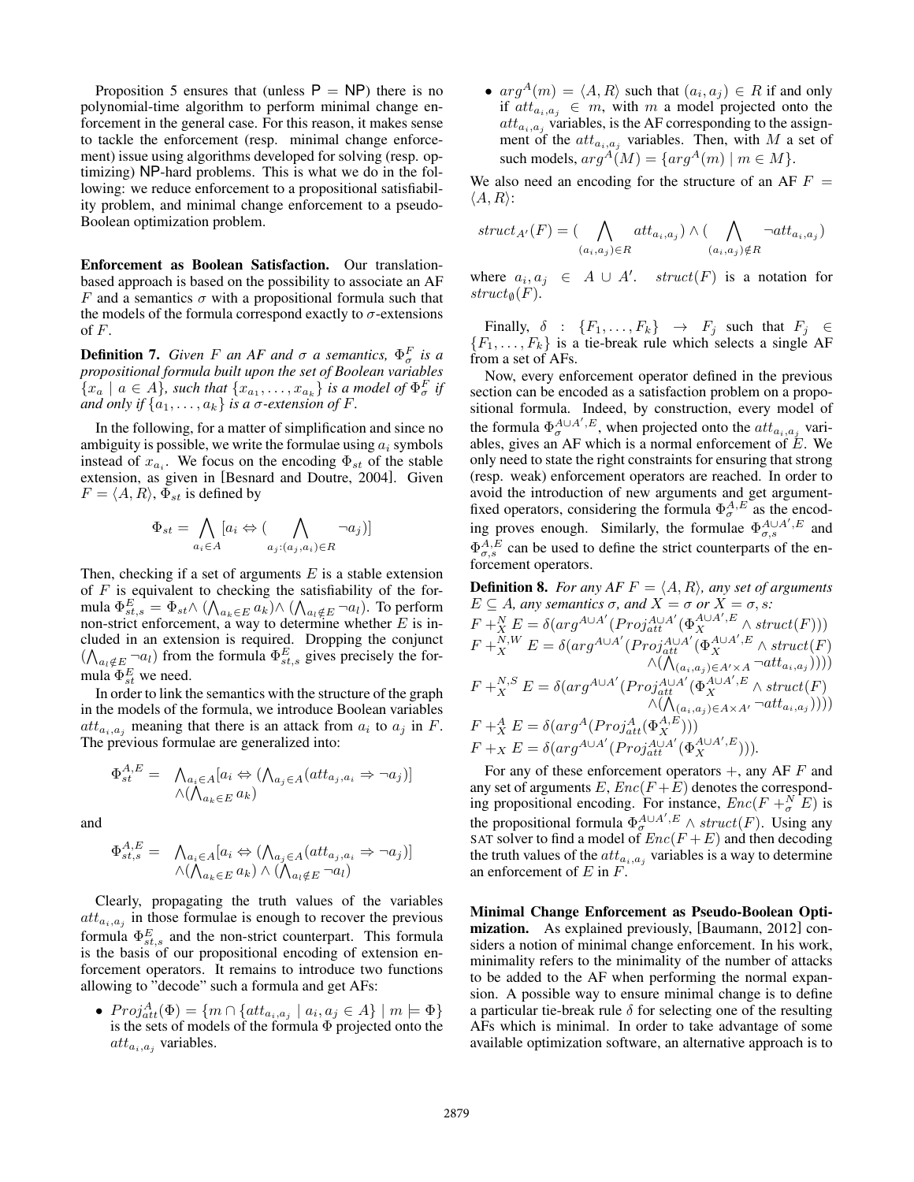Proposition 5 ensures that (unless $\mathsf{P} = \mathsf{NP}$) there is no polynomial-time algorithm to perform minimal change enforcement in the general case. For this reason, it makes sense to tackle the enforcement (resp. minimal change enforcement) issue using algorithms developed for solving (resp. optimizing) NP-hard problems. This is what we do in the following: we reduce enforcement to a propositional satisfiability problem, and minimal change enforcement to a pseudo-Boolean optimization problem.

**Enforcement as Boolean Satisfaction.** Our translation-based approach is based on the possibility to associate an AF $F$ and a semantics $\sigma$ with a propositional formula such that the models of the formula correspond exactly to $\sigma$-extensions of $F$.

**Definition 7.** *Given $F$ an AF and $\sigma$ a semantics, $\Phi^F_\sigma$ is a propositional formula built upon the set of Boolean variables $\{x_a \mid a \in A\}$, such that $\{x_{a_1}, \dots, x_{a_k}\}$ is a model of $\Phi^F_\sigma$ if and only if $\{a_1, \dots, a_k\}$ is a $\sigma$-extension of $F$.*

In the following, for a matter of simplification and since no ambiguity is possible, we write the formulae using $a_i$ symbols instead of $x_{a_i}$. We focus on the encoding $\Phi_{st}$ of the stable extension, as given in [Besnard and Doutre, 2004]. Given $F = \langle A, R\rangle$, $\Phi_{st}$ is defined by

$$\Phi_{st} = \bigwedge_{a_i \in A} [a_i \Leftrightarrow (\bigwedge_{a_j : (a_j, a_i) \in R} \neg a_j)]$$

Then, checking if a set of arguments $E$ is a stable extension of $F$ is equivalent to checking the satisfiability of the formula $\Phi^E_{st,s} = \Phi_{st} \wedge (\bigwedge_{a_k \in E} a_k) \wedge (\bigwedge_{a_l \notin E} \neg a_l)$. To perform non-strict enforcement, a way to determine whether $E$ is included in an extension is required. Dropping the conjunct $(\bigwedge_{a_l \notin E} \neg a_l)$ from the formula $\Phi^E_{st,s}$ gives precisely the formula $\Phi^E_{st}$ we need.

In order to link the semantics with the structure of the graph in the models of the formula, we introduce Boolean variables $att_{a_i,a_j}$ meaning that there is an attack from $a_i$ to $a_j$ in $F$. The previous formulae are generalized into:

$$\Phi^{A,E}_{st} = \bigwedge_{a_i \in A} [a_i \Leftrightarrow (\bigwedge_{a_j \in A} (att_{a_j,a_i} \Rightarrow \neg a_j)] \wedge (\bigwedge_{a_k \in E} a_k)$$

and

$$\Phi^{A,E}_{st,s} = \bigwedge_{a_i \in A} [a_i \Leftrightarrow (\bigwedge_{a_j \in A} (att_{a_j,a_i} \Rightarrow \neg a_j)] \wedge (\bigwedge_{a_k \in E} a_k) \wedge (\bigwedge_{a_l \notin E} \neg a_l)$$

Clearly, propagating the truth values of the variables $att_{a_i,a_j}$ in those formulae is enough to recover the previous formula $\Phi^E_{st,s}$ and the non-strict counterpart. This formula is the basis of our propositional encoding of extension enforcement operators. It remains to introduce two functions allowing to "decode" such a formula and get AFs:

- $Proj^A_{att}(\Phi) = \{m \cap \{att_{a_i,a_j} \mid a_i, a_j \in A\} \mid m \models \Phi\}$ is the sets of models of the formula $\Phi$ projected onto the $att_{a_i,a_j}$ variables.
- $arg^A(m) = \langle A, R\rangle$ such that $(a_i, a_j) \in R$ if and only if $att_{a_i,a_j} \in m$, with $m$ a model projected onto the $att_{a_i,a_j}$ variables, is the AF corresponding to the assignment of the $att_{a_i,a_j}$ variables. Then, with $M$ a set of such models, $arg^A(M) = \{arg^A(m) \mid m \in M\}$.

We also need an encoding for the structure of an AF $F = \langle A, R\rangle$:

$$struct_{A'}(F) = (\bigwedge_{(a_i,a_j) \in R} att_{a_i,a_j}) \wedge (\bigwedge_{(a_i,a_j) \notin R} \neg att_{a_i,a_j})$$

where $a_i, a_j \in A \cup A'$. $struct(F)$ is a notation for $struct_\emptyset(F)$.

Finally, $\delta : \{F_1, \dots, F_k\} \rightarrow F_j$ such that $F_j \in \{F_1, \dots, F_k\}$ is a tie-break rule which selects a single AF from a set of AFs.

Now, every enforcement operator defined in the previous section can be encoded as a satisfaction problem on a propositional formula. Indeed, by construction, every model of the formula $\Phi^{A \cup A', E}_\sigma$, when projected onto the $att_{a_i,a_j}$ variables, gives an AF which is a normal enforcement of $E$. We only need to state the right constraints for ensuring that strong (resp. weak) enforcement operators are reached. In order to avoid the introduction of new arguments and get argument-fixed operators, considering the formula $\Phi^{A,E}_\sigma$ as the encoding proves enough. Similarly, the formulae $\Phi^{A \cup A',E}_{\sigma,s}$ and $\Phi^{A,E}_{\sigma,s}$ can be used to define the strict counterparts of the enforcement operators.

**Definition 8.** *For any AF $F = \langle A, R\rangle$, any set of arguments $E \subseteq A$, any semantics $\sigma$, and $X = \sigma$ or $X = \sigma, s$:*

$F +^N_X E = \delta(arg^{A \cup A'}(Proj^{A \cup A'}_{att}(\Phi^{A \cup A', E}_X \wedge struct(F)))$

$F +^{N,W}_X E = \delta(arg^{A \cup A'}(Proj^{A \cup A'}_{att}(\Phi^{A \cup A', E}_X \wedge struct(F) \wedge (\bigwedge_{(a_i,a_j) \in A' \times A} \neg att_{a_i,a_j}))))$

$F +^{N,S}_X E = \delta(arg^{A \cup A'}(Proj^{A \cup A'}_{att}(\Phi^{A \cup A', E}_X \wedge struct(F) \wedge (\bigwedge_{(a_i,a_j) \in A \times A'} \neg att_{a_i,a_j}))))$

$F +^A_X E = \delta(arg^A(Proj^A_{att}(\Phi^{A,E}_X)))$

$F +_X E = \delta(arg^{A \cup A'}(Proj^{A \cup A'}_{att}(\Phi^{A \cup A',E}_X)))$.

For any of these enforcement operators $+$, any AF $F$ and any set of arguments $E$, $Enc(F + E)$ denotes the corresponding propositional encoding. For instance, $Enc(F +^N_\sigma E)$ is the propositional formula $\Phi^{A \cup A', E}_\sigma \wedge struct(F)$. Using any SAT solver to find a model of $Enc(F + E)$ and then decoding the truth values of the $att_{a_i,a_j}$ variables is a way to determine an enforcement of $E$ in $F$.

**Minimal Change Enforcement as Pseudo-Boolean Optimization.** As explained previously, [Baumann, 2012] considers a notion of minimal change enforcement. In his work, minimality refers to the minimality of the number of attacks to be added to the AF when performing the normal expansion. A possible way to ensure minimal change is to define a particular tie-break rule $\delta$ for selecting one of the resulting AFs which is minimal. In order to take advantage of some available optimization software, an alternative approach is to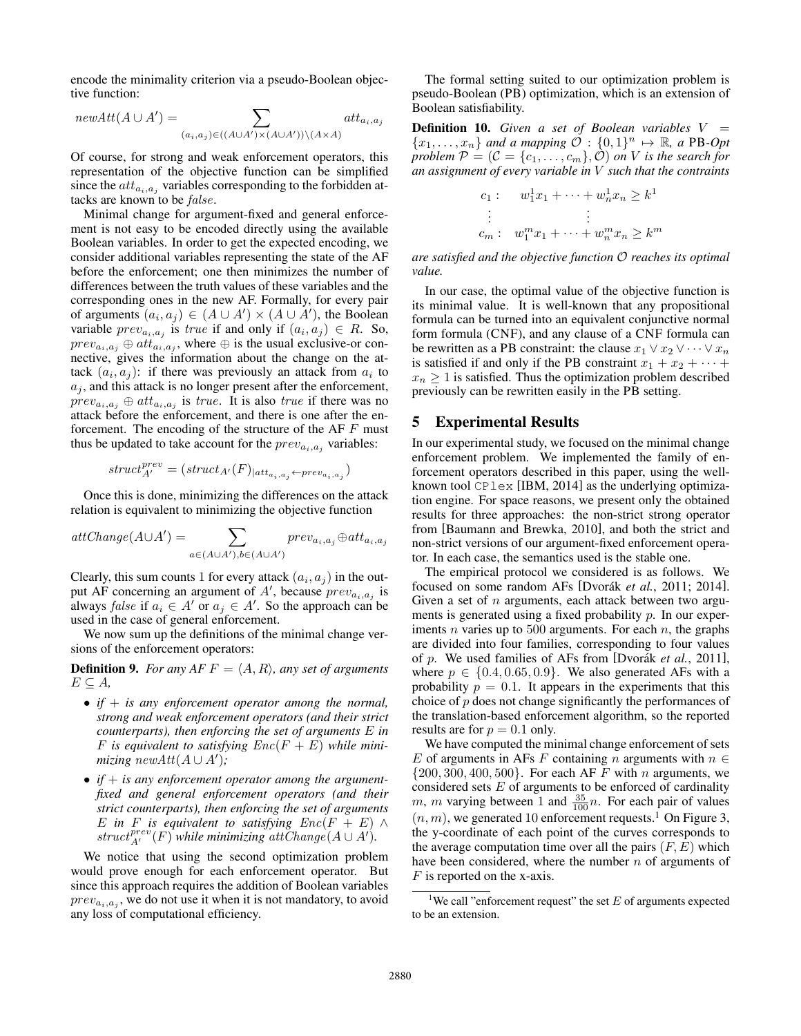encode the minimality criterion via a pseudo-Boolean objective function:

$$newAtt(A \cup A') = \sum_{(a_i,a_j) \in ((A \cup A') \times (A \cup A')) \setminus (A \times A)} att_{a_i,a_j}$$

Of course, for strong and weak enforcement operators, this representation of the objective function can be simplified since the $att_{a_i,a_j}$ variables corresponding to the forbidden attacks are known to be *false*.

Minimal change for argument-fixed and general enforcement is not easy to be encoded directly using the available Boolean variables. In order to get the expected encoding, we consider additional variables representing the state of the AF before the enforcement; one then minimizes the number of differences between the truth values of these variables and the corresponding ones in the new AF. Formally, for every pair of arguments $(a_i, a_j) \in (A \cup A') \times (A \cup A')$, the Boolean variable $prev_{a_i,a_j}$ is *true* if and only if $(a_i, a_j) \in R$. So, $prev_{a_i,a_j} \oplus att_{a_i,a_j}$, where $\oplus$ is the usual exclusive-or connective, gives the information about the change on the attack $(a_i, a_j)$: if there was previously an attack from $a_i$ to $a_j$, and this attack is no longer present after the enforcement, $prev_{a_i,a_j} \oplus att_{a_i,a_j}$ is *true*. It is also *true* if there was no attack before the enforcement, and there is one after the enforcement. The encoding of the structure of the AF $F$ must thus be updated to take account for the $prev_{a_i,a_j}$ variables:

$$struct^{prev}_{A'} = (struct_{A'}(F)_{|att_{a_i,a_j} \leftarrow prev_{a_i,a_j}})$$

Once this is done, minimizing the differences on the attack relation is equivalent to minimizing the objective function

$$attChange(A \cup A') = \sum_{a \in (A \cup A'), b \in (A \cup A')} prev_{a_i,a_j} \oplus att_{a_i,a_j}$$

Clearly, this sum counts 1 for every attack $(a_i, a_j)$ in the output AF concerning an argument of $A'$, because $prev_{a_i,a_j}$ is always *false* if $a_i \in A'$ or $a_j \in A'$. So the approach can be used in the case of general enforcement.

We now sum up the definitions of the minimal change versions of the enforcement operators:

**Definition 9.** *For any AF $F = \langle A, R \rangle$, any set of arguments $E \subseteq A$,*

- *if $+$ is any enforcement operator among the normal, strong and weak enforcement operators (and their strict counterparts), then enforcing the set of arguments $E$ in $F$ is equivalent to satisfying $Enc(F + E)$ while minimizing $newAtt(A \cup A')$;*
- *if $+$ is any enforcement operator among the argument-fixed and general enforcement operators (and their strict counterparts), then enforcing the set of arguments $E$ in $F$ is equivalent to satisfying $Enc(F + E) \wedge struct^{prev}_{A'}(F)$ while minimizing $attChange(A \cup A')$.*

We notice that using the second optimization problem would prove enough for each enforcement operator. But since this approach requires the addition of Boolean variables $prev_{a_i,a_j}$, we do not use it when it is not mandatory, to avoid any loss of computational efficiency.

The formal setting suited to our optimization problem is pseudo-Boolean (PB) optimization, which is an extension of Boolean satisfiability.

**Definition 10.** *Given a set of Boolean variables $V = \{x_1, \ldots, x_n\}$ and a mapping $\mathcal{O} : \{0,1\}^n \mapsto \mathbb{R}$, a PB-Opt problem $\mathcal{P} = (\mathcal{C} = \{c_1, \ldots, c_m\}, \mathcal{O})$ on $V$ is the search for an assignment of every variable in $V$ such that the contraints*

$$\begin{array}{ll} c_1 : & w^1_1 x_1 + \cdots + w^1_n x_n \geq k^1 \\ \vdots & \vdots \\ c_m : & w^m_1 x_1 + \cdots + w^m_n x_n \geq k^m \end{array}$$

*are satisfied and the objective function $\mathcal{O}$ reaches its optimal value.*

In our case, the optimal value of the objective function is its minimal value. It is well-known that any propositional formula can be turned into an equivalent conjunctive normal form formula (CNF), and any clause of a CNF formula can be rewritten as a PB constraint: the clause $x_1 \vee x_2 \vee \cdots \vee x_n$ is satisfied if and only if the PB constraint $x_1 + x_2 + \cdots + x_n \geq 1$ is satisfied. Thus the optimization problem described previously can be rewritten easily in the PB setting.

## 5 Experimental Results

In our experimental study, we focused on the minimal change enforcement problem. We implemented the family of enforcement operators described in this paper, using the well-known tool `CPlex` [IBM, 2014] as the underlying optimization engine. For space reasons, we present only the obtained results for three approaches: the non-strict strong operator from [Baumann and Brewka, 2010], and both the strict and non-strict versions of our argument-fixed enforcement operator. In each case, the semantics used is the stable one.

The empirical protocol we considered is as follows. We focused on some random AFs [Dvořák *et al.*, 2011; 2014]. Given a set of $n$ arguments, each attack between two arguments is generated using a fixed probability $p$. In our experiments $n$ varies up to 500 arguments. For each $n$, the graphs are divided into four families, corresponding to four values of $p$. We used families of AFs from [Dvořák *et al.*, 2011], where $p \in \{0.4, 0.65, 0.9\}$. We also generated AFs with a probability $p = 0.1$. It appears in the experiments that this choice of $p$ does not change significantly the performances of the translation-based enforcement algorithm, so the reported results are for $p = 0.1$ only.

We have computed the minimal change enforcement of sets $E$ of arguments in AFs $F$ containing $n$ arguments with $n \in \{200, 300, 400, 500\}$. For each AF $F$ with $n$ arguments, we considered sets $E$ of arguments to be enforced of cardinality $m$, $m$ varying between 1 and $\frac{35}{100}n$. For each pair of values $(n, m)$, we generated 10 enforcement requests.[1] On Figure 3, the y-coordinate of each point of the curves corresponds to the average computation time over all the pairs $(F, E)$ which have been considered, where the number $n$ of arguments of $F$ is reported on the x-axis.

[1] We call "enforcement request" the set $E$ of arguments expected to be an extension.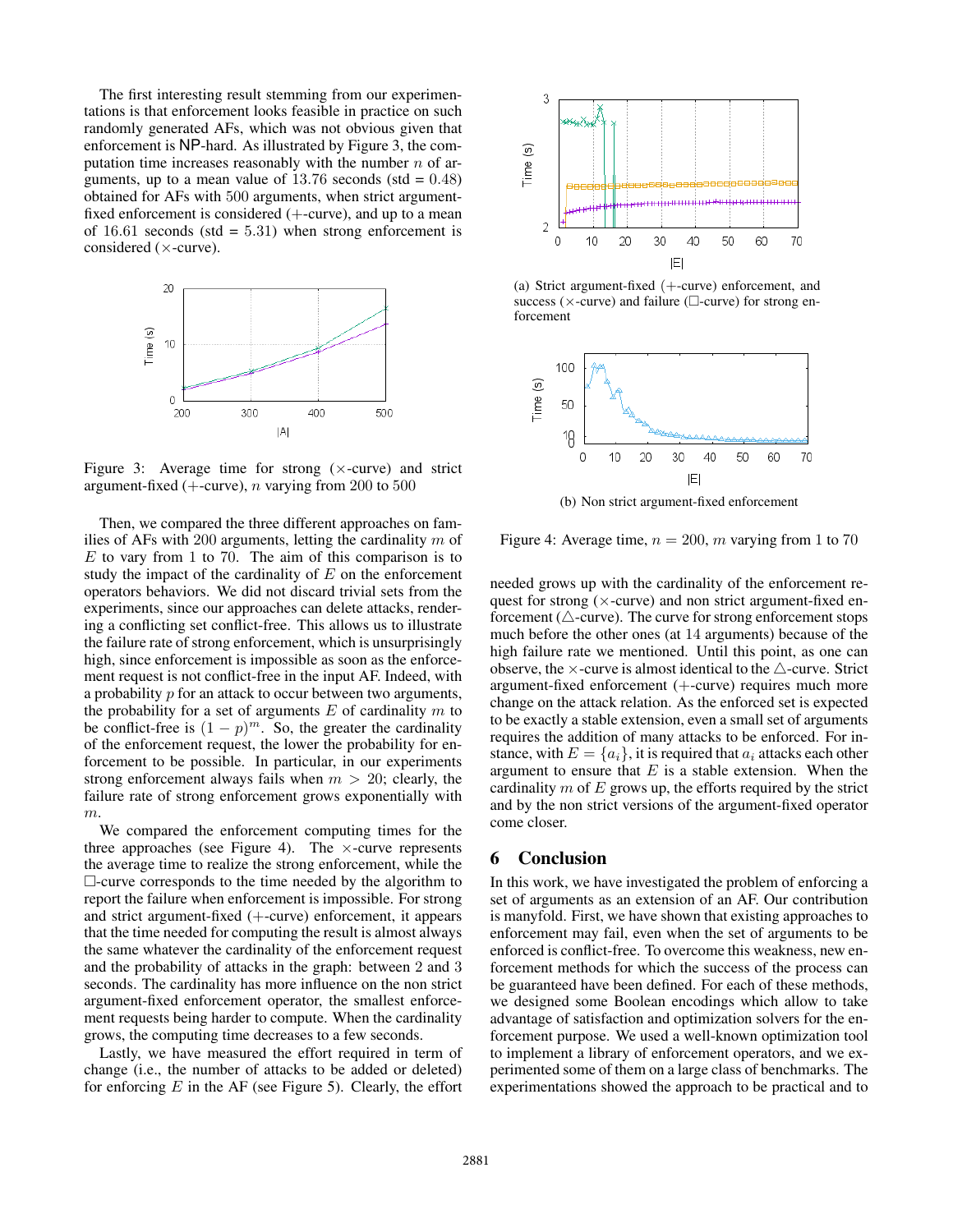The first interesting result stemming from our experimentations is that enforcement looks feasible in practice on such randomly generated AFs, which was not obvious given that enforcement is NP-hard. As illustrated by Figure 3, the computation time increases reasonably with the number $n$ of arguments, up to a mean value of 13.76 seconds (std = 0.48) obtained for AFs with 500 arguments, when strict argument-fixed enforcement is considered (+-curve), and up to a mean of 16.61 seconds (std = 5.31) when strong enforcement is considered (×-curve).

Figure 3: Average time for strong (×-curve) and strict argument-fixed (+-curve), $n$ varying from 200 to 500

Then, we compared the three different approaches on families of AFs with 200 arguments, letting the cardinality $m$ of $E$ to vary from 1 to 70. The aim of this comparison is to study the impact of the cardinality of $E$ on the enforcement operators behaviors. We did not discard trivial sets from the experiments, since our approaches can delete attacks, rendering a conflicting set conflict-free. This allows us to illustrate the failure rate of strong enforcement, which is unsurprisingly high, since enforcement is impossible as soon as the enforcement request is not conflict-free in the input AF. Indeed, with a probability $p$ for an attack to occur between two arguments, the probability for a set of arguments $E$ of cardinality $m$ to be conflict-free is $(1-p)^m$. So, the greater the cardinality of the enforcement request, the lower the probability for enforcement to be possible. In particular, in our experiments strong enforcement always fails when $m > 20$; clearly, the failure rate of strong enforcement grows exponentially with $m$.

We compared the enforcement computing times for the three approaches (see Figure 4). The ×-curve represents the average time to realize the strong enforcement, while the □-curve corresponds to the time needed by the algorithm to report the failure when enforcement is impossible. For strong and strict argument-fixed (+-curve) enforcement, it appears that the time needed for computing the result is almost always the same whatever the cardinality of the enforcement request and the probability of attacks in the graph: between 2 and 3 seconds. The cardinality has more influence on the non strict argument-fixed enforcement operator, the smallest enforcement requests being harder to compute. When the cardinality grows, the computing time decreases to a few seconds.

Lastly, we have measured the effort required in term of change (i.e., the number of attacks to be added or deleted) for enforcing $E$ in the AF (see Figure 5). Clearly, the effort

(a) Strict argument-fixed (+-curve) enforcement, and success (×-curve) and failure (□-curve) for strong enforcement

(b) Non strict argument-fixed enforcement

Figure 4: Average time, $n = 200$, $m$ varying from 1 to 70

needed grows up with the cardinality of the enforcement request for strong (×-curve) and non strict argument-fixed enforcement (△-curve). The curve for strong enforcement stops much before the other ones (at 14 arguments) because of the high failure rate we mentioned. Until this point, as one can observe, the ×-curve is almost identical to the △-curve. Strict argument-fixed enforcement (+-curve) requires much more change on the attack relation. As the enforced set is expected to be exactly a stable extension, even a small set of arguments requires the addition of many attacks to be enforced. For instance, with $E = \{a_i\}$, it is required that $a_i$ attacks each other argument to ensure that $E$ is a stable extension. When the cardinality $m$ of $E$ grows up, the efforts required by the strict and by the non strict versions of the argument-fixed operator come closer.

## 6 Conclusion

In this work, we have investigated the problem of enforcing a set of arguments as an extension of an AF. Our contribution is manyfold. First, we have shown that existing approaches to enforcement may fail, even when the set of arguments to be enforced is conflict-free. To overcome this weakness, new enforcement methods for which the success of the process can be guaranteed have been defined. For each of these methods, we designed some Boolean encodings which allow to take advantage of satisfaction and optimization solvers for the enforcement purpose. We used a well-known optimization tool to implement a library of enforcement operators, and we experimented some of them on a large class of benchmarks. The experimentations showed the approach to be practical and to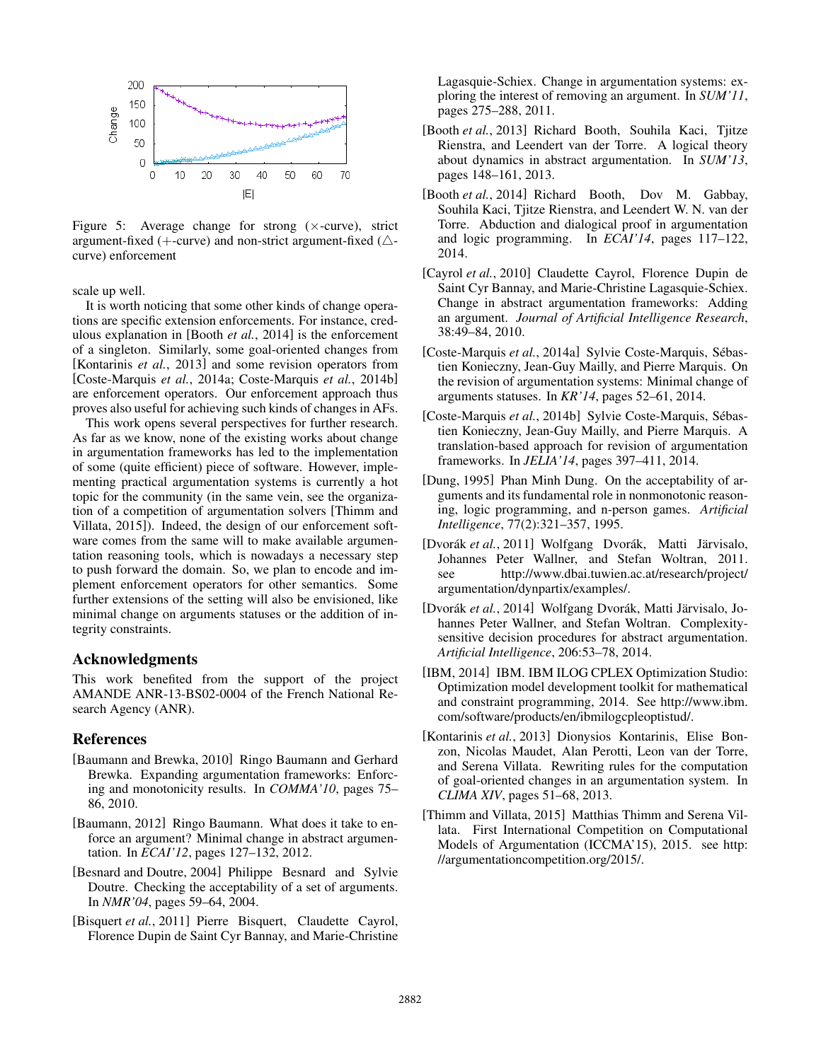200
150
100
50
0
Change
0 10 20 30 40 50 60 70
|E|

Figure 5: Average change for strong (×-curve), strict argument-fixed (+-curve) and non-strict argument-fixed (△-curve) enforcement

scale up well.

It is worth noticing that some other kinds of change operations are specific extension enforcements. For instance, credulous explanation in [Booth *et al.*, 2014] is the enforcement of a singleton. Similarly, some goal-oriented changes from [Kontarinis *et al.*, 2013] and some revision operators from [Coste-Marquis *et al.*, 2014a; Coste-Marquis *et al.*, 2014b] are enforcement operators. Our enforcement approach thus proves also useful for achieving such kinds of changes in AFs.

This work opens several perspectives for further research. As far as we know, none of the existing works about change in argumentation frameworks has led to the implementation of some (quite efficient) piece of software. However, implementing practical argumentation systems is currently a hot topic for the community (in the same vein, see the organization of a competition of argumentation solvers [Thimm and Villata, 2015]). Indeed, the design of our enforcement software comes from the same will to make available argumentation reasoning tools, which is nowadays a necessary step to push forward the domain. So, we plan to encode and implement enforcement operators for other semantics. Some further extensions of the setting will also be envisioned, like minimal change on arguments statuses or the addition of integrity constraints.

## Acknowledgments

This work benefited from the support of the project AMANDE ANR-13-BS02-0004 of the French National Research Agency (ANR).

## References

[Baumann and Brewka, 2010] Ringo Baumann and Gerhard Brewka. Expanding argumentation frameworks: Enforcing and monotonicity results. In *COMMA'10*, pages 75–86, 2010.

[Baumann, 2012] Ringo Baumann. What does it take to enforce an argument? Minimal change in abstract argumentation. In *ECAI'12*, pages 127–132, 2012.

[Besnard and Doutre, 2004] Philippe Besnard and Sylvie Doutre. Checking the acceptability of a set of arguments. In *NMR'04*, pages 59–64, 2004.

[Bisquert *et al.*, 2011] Pierre Bisquert, Claudette Cayrol, Florence Dupin de Saint Cyr Bannay, and Marie-Christine Lagasquie-Schiex. Change in argumentation systems: exploring the interest of removing an argument. In *SUM'11*, pages 275–288, 2011.

[Booth *et al.*, 2013] Richard Booth, Souhila Kaci, Tjitze Rienstra, and Leendert van der Torre. A logical theory about dynamics in abstract argumentation. In *SUM'13*, pages 148–161, 2013.

[Booth *et al.*, 2014] Richard Booth, Dov M. Gabbay, Souhila Kaci, Tjitze Rienstra, and Leendert W. N. van der Torre. Abduction and dialogical proof in argumentation and logic programming. In *ECAI'14*, pages 117–122, 2014.

[Cayrol *et al.*, 2010] Claudette Cayrol, Florence Dupin de Saint Cyr Bannay, and Marie-Christine Lagasquie-Schiex. Change in abstract argumentation frameworks: Adding an argument. *Journal of Artificial Intelligence Research*, 38:49–84, 2010.

[Coste-Marquis *et al.*, 2014a] Sylvie Coste-Marquis, Sébastien Konieczny, Jean-Guy Mailly, and Pierre Marquis. On the revision of argumentation systems: Minimal change of arguments statuses. In *KR'14*, pages 52–61, 2014.

[Coste-Marquis *et al.*, 2014b] Sylvie Coste-Marquis, Sébastien Konieczny, Jean-Guy Mailly, and Pierre Marquis. A translation-based approach for revision of argumentation frameworks. In *JELIA'14*, pages 397–411, 2014.

[Dung, 1995] Phan Minh Dung. On the acceptability of arguments and its fundamental role in nonmonotonic reasoning, logic programming, and n-person games. *Artificial Intelligence*, 77(2):321–357, 1995.

[Dvorák *et al.*, 2011] Wolfgang Dvorák, Matti Järvisalo, Johannes Peter Wallner, and Stefan Woltran, 2011. see http://www.dbai.tuwien.ac.at/research/project/argumentation/dynpartix/examples/.

[Dvorák *et al.*, 2014] Wolfgang Dvorák, Matti Järvisalo, Johannes Peter Wallner, and Stefan Woltran. Complexity-sensitive decision procedures for abstract argumentation. *Artificial Intelligence*, 206:53–78, 2014.

[IBM, 2014] IBM. IBM ILOG CPLEX Optimization Studio: Optimization model development toolkit for mathematical and constraint programming, 2014. See http://www.ibm.com/software/products/en/ibmilogcpleoptistud/.

[Kontarinis *et al.*, 2013] Dionysios Kontarinis, Elise Bonzon, Nicolas Maudet, Alan Perotti, Leon van der Torre, and Serena Villata. Rewriting rules for the computation of goal-oriented changes in an argumentation system. In *CLIMA XIV*, pages 51–68, 2013.

[Thimm and Villata, 2015] Matthias Thimm and Serena Villata. First International Competition on Computational Models of Argumentation (ICCMA'15), 2015. see http://argumentationcompetition.org/2015/.